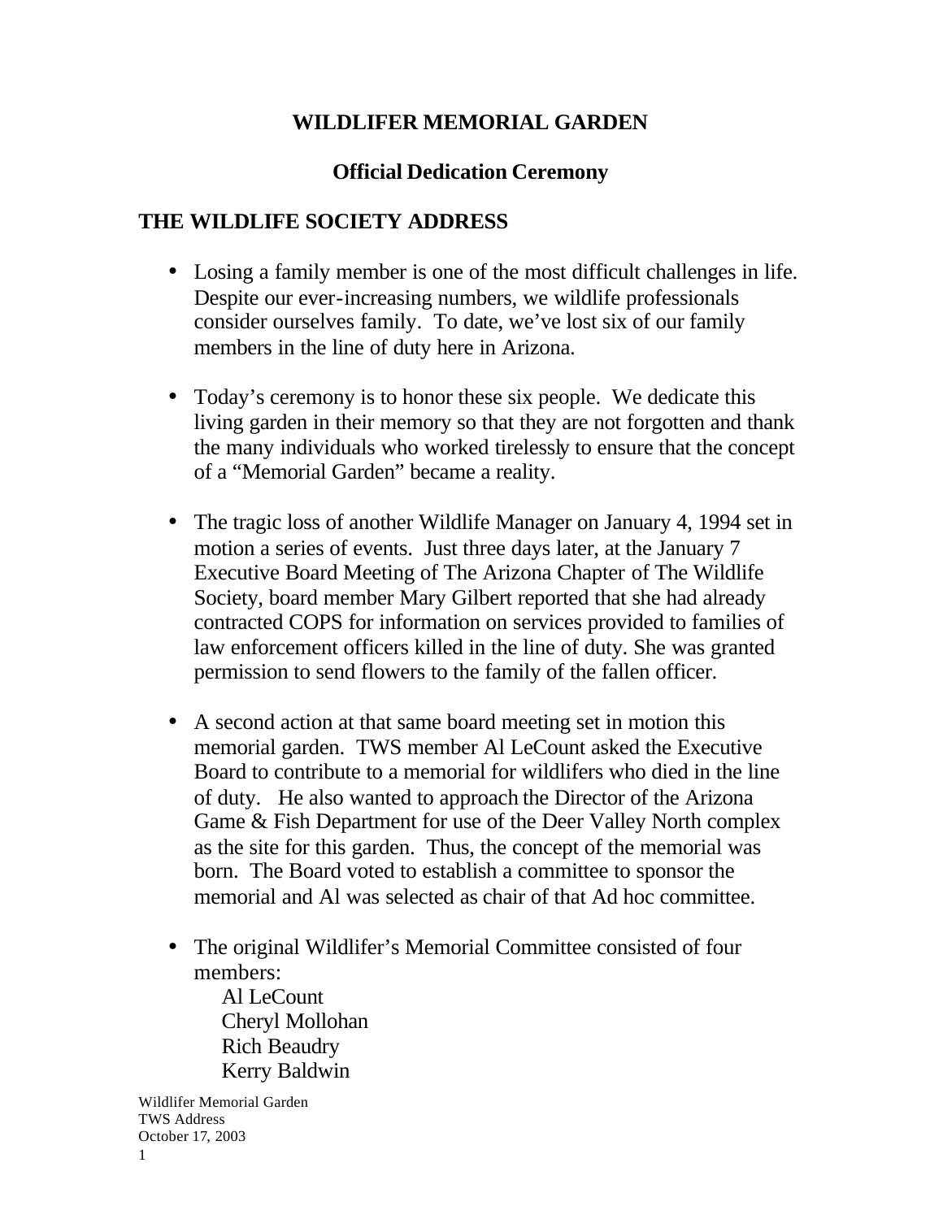# WILDLIFER MEMORIAL GARDEN

## Official Dedication Ceremony

## THE WILDLIFE SOCIETY ADDRESS

- Losing a family member is one of the most difficult challenges in life. Despite our ever-increasing numbers, we wildlife professionals consider ourselves family. To date, we've lost six of our family members in the line of duty here in Arizona.

- Today's ceremony is to honor these six people. We dedicate this living garden in their memory so that they are not forgotten and thank the many individuals who worked tirelessly to ensure that the concept of a "Memorial Garden" became a reality.

- The tragic loss of another Wildlife Manager on January 4, 1994 set in motion a series of events. Just three days later, at the January 7 Executive Board Meeting of The Arizona Chapter of The Wildlife Society, board member Mary Gilbert reported that she had already contracted COPS for information on services provided to families of law enforcement officers killed in the line of duty. She was granted permission to send flowers to the family of the fallen officer.

- A second action at that same board meeting set in motion this memorial garden. TWS member Al LeCount asked the Executive Board to contribute to a memorial for wildlifers who died in the line of duty. He also wanted to approach the Director of the Arizona Game & Fish Department for use of the Deer Valley North complex as the site for this garden. Thus, the concept of the memorial was born. The Board voted to establish a committee to sponsor the memorial and Al was selected as chair of that Ad hoc committee.

- The original Wildlifer's Memorial Committee consisted of four members:

  Al LeCount
  Cheryl Mollohan
  Rich Beaudry
  Kerry Baldwin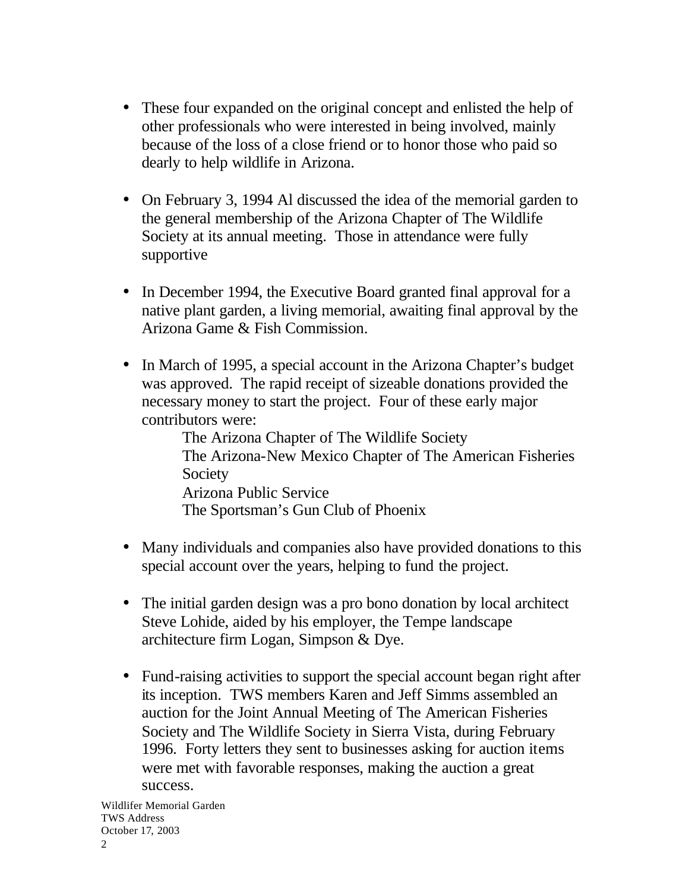- These four expanded on the original concept and enlisted the help of other professionals who were interested in being involved, mainly because of the loss of a close friend or to honor those who paid so dearly to help wildlife in Arizona.

- On February 3, 1994 Al discussed the idea of the memorial garden to the general membership of the Arizona Chapter of The Wildlife Society at its annual meeting. Those in attendance were fully supportive

- In December 1994, the Executive Board granted final approval for a native plant garden, a living memorial, awaiting final approval by the Arizona Game & Fish Commission.

- In March of 1995, a special account in the Arizona Chapter's budget was approved. The rapid receipt of sizeable donations provided the necessary money to start the project. Four of these early major contributors were:

  The Arizona Chapter of The Wildlife Society
  The Arizona-New Mexico Chapter of The American Fisheries Society
  Arizona Public Service
  The Sportsman's Gun Club of Phoenix

- Many individuals and companies also have provided donations to this special account over the years, helping to fund the project.

- The initial garden design was a pro bono donation by local architect Steve Lohide, aided by his employer, the Tempe landscape architecture firm Logan, Simpson & Dye.

- Fund-raising activities to support the special account began right after its inception. TWS members Karen and Jeff Simms assembled an auction for the Joint Annual Meeting of The American Fisheries Society and The Wildlife Society in Sierra Vista, during February 1996. Forty letters they sent to businesses asking for auction items were met with favorable responses, making the auction a great success.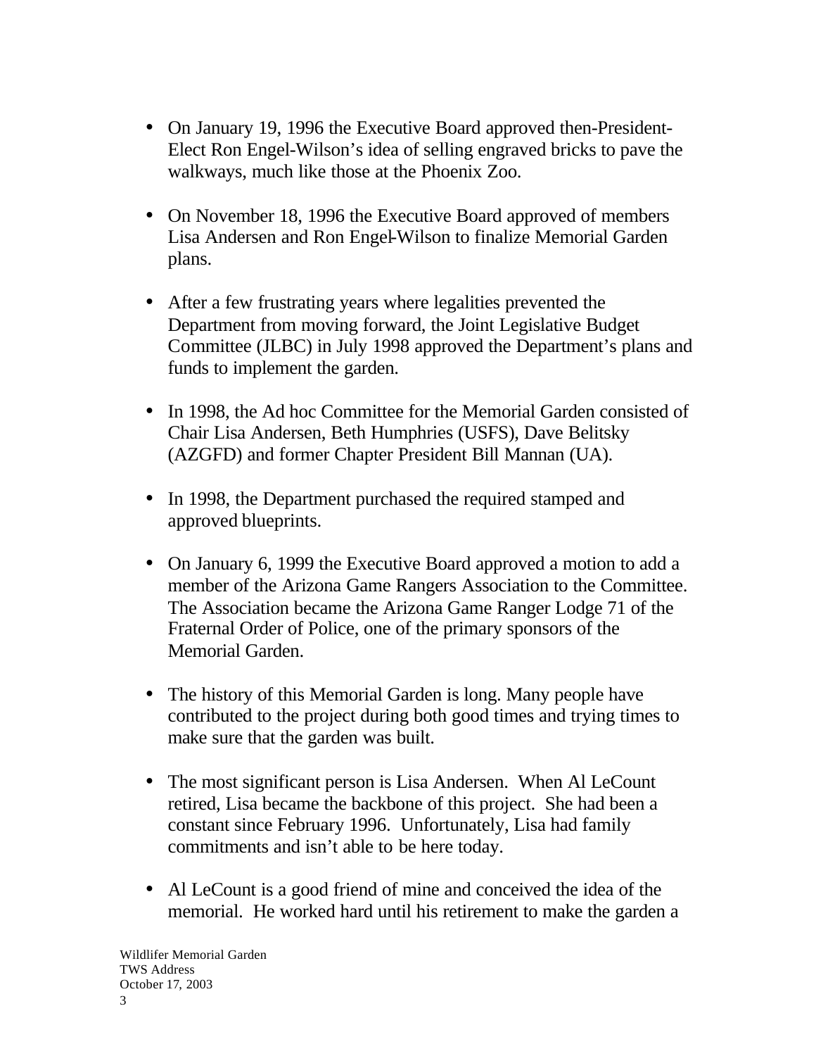- On January 19, 1996 the Executive Board approved then-President-Elect Ron Engel-Wilson's idea of selling engraved bricks to pave the walkways, much like those at the Phoenix Zoo.

- On November 18, 1996 the Executive Board approved of members Lisa Andersen and Ron Engel-Wilson to finalize Memorial Garden plans.

- After a few frustrating years where legalities prevented the Department from moving forward, the Joint Legislative Budget Committee (JLBC) in July 1998 approved the Department's plans and funds to implement the garden.

- In 1998, the Ad hoc Committee for the Memorial Garden consisted of Chair Lisa Andersen, Beth Humphries (USFS), Dave Belitsky (AZGFD) and former Chapter President Bill Mannan (UA).

- In 1998, the Department purchased the required stamped and approved blueprints.

- On January 6, 1999 the Executive Board approved a motion to add a member of the Arizona Game Rangers Association to the Committee. The Association became the Arizona Game Ranger Lodge 71 of the Fraternal Order of Police, one of the primary sponsors of the Memorial Garden.

- The history of this Memorial Garden is long. Many people have contributed to the project during both good times and trying times to make sure that the garden was built.

- The most significant person is Lisa Andersen. When Al LeCount retired, Lisa became the backbone of this project. She had been a constant since February 1996. Unfortunately, Lisa had family commitments and isn't able to be here today.

- Al LeCount is a good friend of mine and conceived the idea of the memorial. He worked hard until his retirement to make the garden a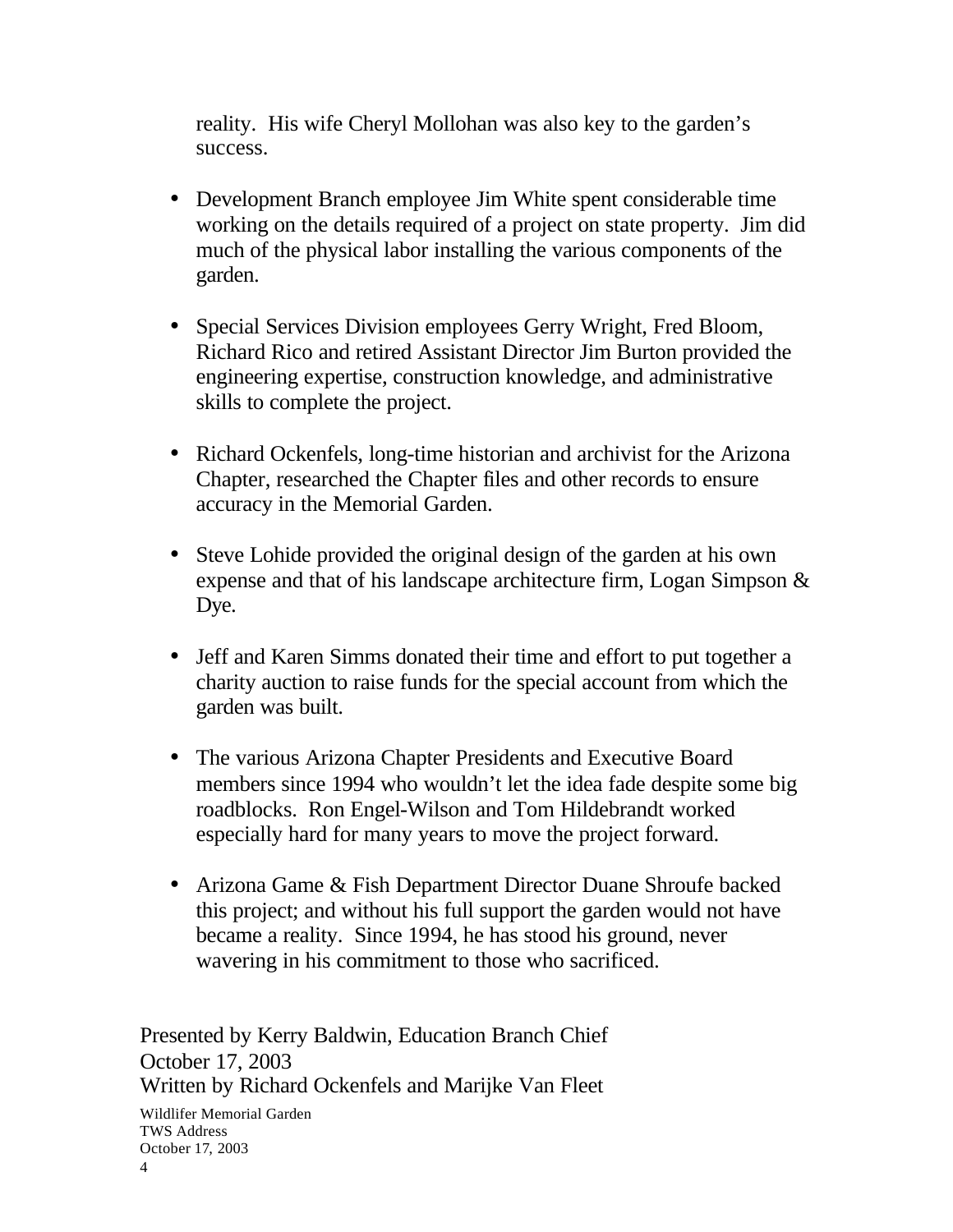reality. His wife Cheryl Mollohan was also key to the garden's success.

- Development Branch employee Jim White spent considerable time working on the details required of a project on state property. Jim did much of the physical labor installing the various components of the garden.

- Special Services Division employees Gerry Wright, Fred Bloom, Richard Rico and retired Assistant Director Jim Burton provided the engineering expertise, construction knowledge, and administrative skills to complete the project.

- Richard Ockenfels, long-time historian and archivist for the Arizona Chapter, researched the Chapter files and other records to ensure accuracy in the Memorial Garden.

- Steve Lohide provided the original design of the garden at his own expense and that of his landscape architecture firm, Logan Simpson & Dye.

- Jeff and Karen Simms donated their time and effort to put together a charity auction to raise funds for the special account from which the garden was built.

- The various Arizona Chapter Presidents and Executive Board members since 1994 who wouldn't let the idea fade despite some big roadblocks. Ron Engel-Wilson and Tom Hildebrandt worked especially hard for many years to move the project forward.

- Arizona Game & Fish Department Director Duane Shroufe backed this project; and without his full support the garden would not have became a reality. Since 1994, he has stood his ground, never wavering in his commitment to those who sacrificed.

Presented by Kerry Baldwin, Education Branch Chief
October 17, 2003
Written by Richard Ockenfels and Marijke Van Fleet